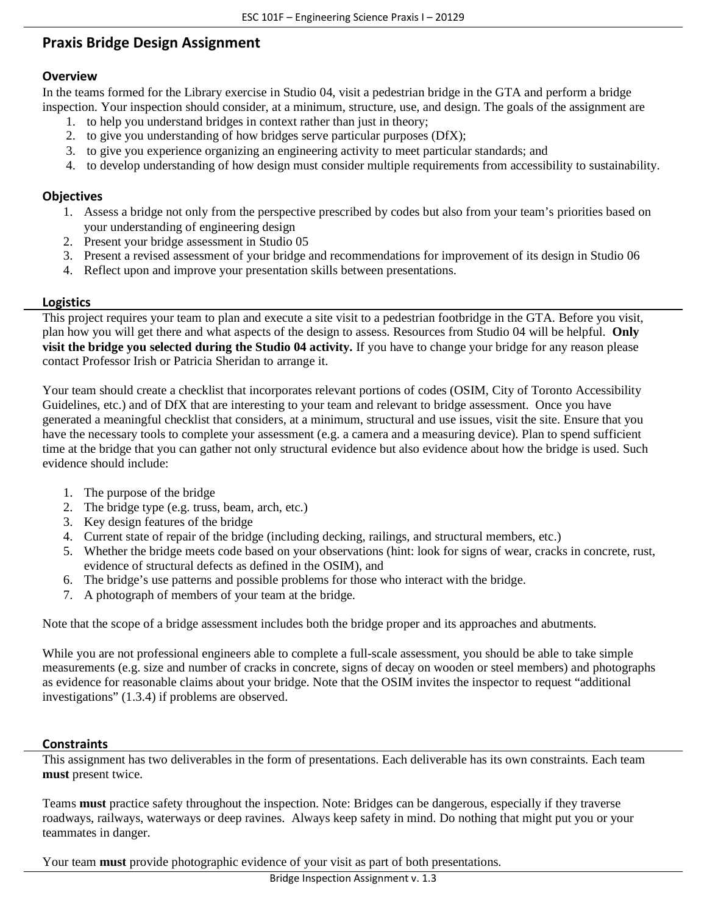# Praxis Bridge Design Assignment

## Overview

In the teams formed for the Library exercise in Studio 04, visit a pedestrian bridge in the GTA and perform a bridge inspection. Your inspection should consider, at a minimum, structure, use, and design. The goals of the assignment are

1. to help you understand bridges in context rather than just in theory;
2. to give you understanding of how bridges serve particular purposes (DfX);
3. to give you experience organizing an engineering activity to meet particular standards; and
4. to develop understanding of how design must consider multiple requirements from accessibility to sustainability.

## Objectives

1. Assess a bridge not only from the perspective prescribed by codes but also from your team's priorities based on your understanding of engineering design
2. Present your bridge assessment in Studio 05
3. Present a revised assessment of your bridge and recommendations for improvement of its design in Studio 06
4. Reflect upon and improve your presentation skills between presentations.

## Logistics

This project requires your team to plan and execute a site visit to a pedestrian footbridge in the GTA. Before you visit, plan how you will get there and what aspects of the design to assess. Resources from Studio 04 will be helpful. **Only visit the bridge you selected during the Studio 04 activity.** If you have to change your bridge for any reason please contact Professor Irish or Patricia Sheridan to arrange it.

Your team should create a checklist that incorporates relevant portions of codes (OSIM, City of Toronto Accessibility Guidelines, etc.) and of DfX that are interesting to your team and relevant to bridge assessment. Once you have generated a meaningful checklist that considers, at a minimum, structural and use issues, visit the site. Ensure that you have the necessary tools to complete your assessment (e.g. a camera and a measuring device). Plan to spend sufficient time at the bridge that you can gather not only structural evidence but also evidence about how the bridge is used. Such evidence should include:

1. The purpose of the bridge
2. The bridge type (e.g. truss, beam, arch, etc.)
3. Key design features of the bridge
4. Current state of repair of the bridge (including decking, railings, and structural members, etc.)
5. Whether the bridge meets code based on your observations (hint: look for signs of wear, cracks in concrete, rust, evidence of structural defects as defined in the OSIM), and
6. The bridge's use patterns and possible problems for those who interact with the bridge.
7. A photograph of members of your team at the bridge.

Note that the scope of a bridge assessment includes both the bridge proper and its approaches and abutments.

While you are not professional engineers able to complete a full-scale assessment, you should be able to take simple measurements (e.g. size and number of cracks in concrete, signs of decay on wooden or steel members) and photographs as evidence for reasonable claims about your bridge. Note that the OSIM invites the inspector to request "additional investigations" (1.3.4) if problems are observed.

## Constraints

This assignment has two deliverables in the form of presentations. Each deliverable has its own constraints. Each team **must** present twice.

Teams **must** practice safety throughout the inspection. Note: Bridges can be dangerous, especially if they traverse roadways, railways, waterways or deep ravines. Always keep safety in mind. Do nothing that might put you or your teammates in danger.

Your team **must** provide photographic evidence of your visit as part of both presentations.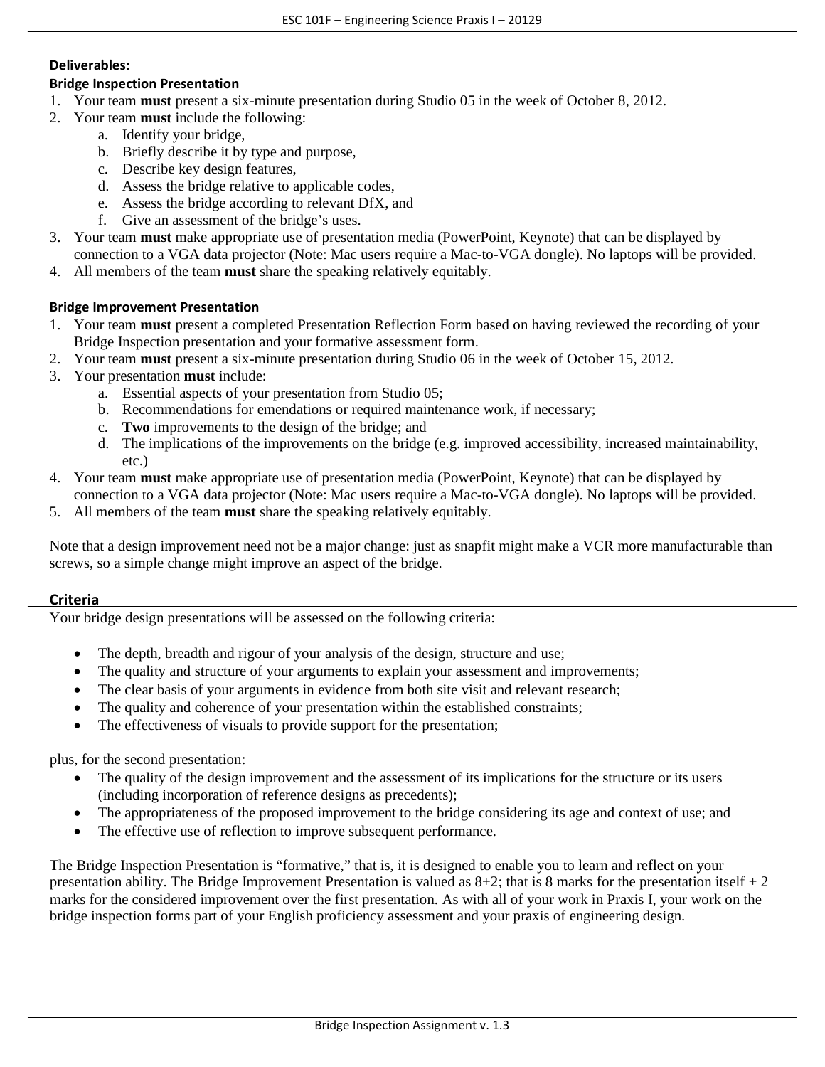**Deliverables:**

**Bridge Inspection Presentation**

1. Your team **must** present a six-minute presentation during Studio 05 in the week of October 8, 2012.
2. Your team **must** include the following:
   a. Identify your bridge,
   b. Briefly describe it by type and purpose,
   c. Describe key design features,
   d. Assess the bridge relative to applicable codes,
   e. Assess the bridge according to relevant DfX, and
   f. Give an assessment of the bridge's uses.
3. Your team **must** make appropriate use of presentation media (PowerPoint, Keynote) that can be displayed by connection to a VGA data projector (Note: Mac users require a Mac-to-VGA dongle). No laptops will be provided.
4. All members of the team **must** share the speaking relatively equitably.

**Bridge Improvement Presentation**

1. Your team **must** present a completed Presentation Reflection Form based on having reviewed the recording of your Bridge Inspection presentation and your formative assessment form.
2. Your team **must** present a six-minute presentation during Studio 06 in the week of October 15, 2012.
3. Your presentation **must** include:
   a. Essential aspects of your presentation from Studio 05;
   b. Recommendations for emendations or required maintenance work, if necessary;
   c. **Two** improvements to the design of the bridge; and
   d. The implications of the improvements on the bridge (e.g. improved accessibility, increased maintainability, etc.)
4. Your team **must** make appropriate use of presentation media (PowerPoint, Keynote) that can be displayed by connection to a VGA data projector (Note: Mac users require a Mac-to-VGA dongle). No laptops will be provided.
5. All members of the team **must** share the speaking relatively equitably.

Note that a design improvement need not be a major change: just as snapfit might make a VCR more manufacturable than screws, so a simple change might improve an aspect of the bridge.

## Criteria

Your bridge design presentations will be assessed on the following criteria:

- The depth, breadth and rigour of your analysis of the design, structure and use;
- The quality and structure of your arguments to explain your assessment and improvements;
- The clear basis of your arguments in evidence from both site visit and relevant research;
- The quality and coherence of your presentation within the established constraints;
- The effectiveness of visuals to provide support for the presentation;

plus, for the second presentation:

- The quality of the design improvement and the assessment of its implications for the structure or its users (including incorporation of reference designs as precedents);
- The appropriateness of the proposed improvement to the bridge considering its age and context of use; and
- The effective use of reflection to improve subsequent performance.

The Bridge Inspection Presentation is "formative," that is, it is designed to enable you to learn and reflect on your presentation ability. The Bridge Improvement Presentation is valued as 8+2; that is 8 marks for the presentation itself + 2 marks for the considered improvement over the first presentation. As with all of your work in Praxis I, your work on the bridge inspection forms part of your English proficiency assessment and your praxis of engineering design.